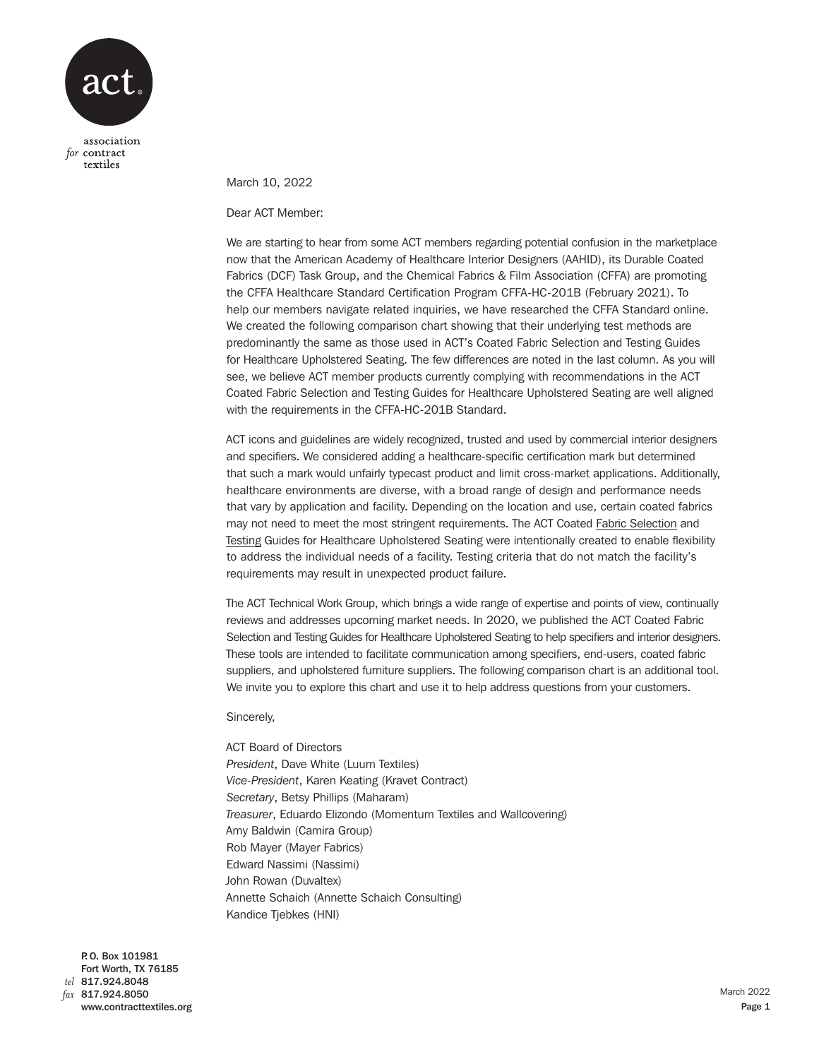association *for* contract textiles

March 10, 2022

Dear ACT Member:

We are starting to hear from some ACT members regarding potential confusion in the marketplace now that the American Academy of Healthcare Interior Designers (AAHID), its Durable Coated Fabrics (DCF) Task Group, and the Chemical Fabrics & Film Association (CFFA) are promoting the CFFA Healthcare Standard Certification Program CFFA-HC-201B (February 2021). To help our members navigate related inquiries, we have researched the CFFA Standard online. We created the following comparison chart showing that their underlying test methods are predominantly the same as those used in ACT's Coated Fabric Selection and Testing Guides for Healthcare Upholstered Seating. The few differences are noted in the last column. As you will see, we believe ACT member products currently complying with recommendations in the ACT Coated Fabric Selection and Testing Guides for Healthcare Upholstered Seating are well aligned with the requirements in the CFFA-HC-201B Standard.

ACT icons and guidelines are widely recognized, trusted and used by commercial interior designers and specifiers. We considered adding a healthcare-specific certification mark but determined that such a mark would unfairly typecast product and limit cross-market applications. Additionally, healthcare environments are diverse, with a broad range of design and performance needs that vary by application and facility. Depending on the location and use, certain coated fabrics may not need to meet the most stringent requirements. The ACT Coated Fabric Selection and Testing Guides for Healthcare Upholstered Seating were intentionally created to enable flexibility to address the individual needs of a facility. Testing criteria that do not match the facility's requirements may result in unexpected product failure.

The ACT Technical Work Group, which brings a wide range of expertise and points of view, continually reviews and addresses upcoming market needs. In 2020, we published the ACT Coated Fabric Selection and Testing Guides for Healthcare Upholstered Seating to help specifiers and interior designers. These tools are intended to facilitate communication among specifiers, end-users, coated fabric suppliers, and upholstered furniture suppliers. The following comparison chart is an additional tool. We invite you to explore this chart and use it to help address questions from your customers.

Sincerely,

ACT Board of Directors
*President*, Dave White (Luum Textiles)
*Vice-President*, Karen Keating (Kravet Contract)
*Secretary*, Betsy Phillips (Maharam)
*Treasurer*, Eduardo Elizondo (Momentum Textiles and Wallcovering)
Amy Baldwin (Camira Group)
Rob Mayer (Mayer Fabrics)
Edward Nassimi (Nassimi)
John Rowan (Duvaltex)
Annette Schaich (Annette Schaich Consulting)
Kandice Tjebkes (HNI)

P. O. Box 101981
Fort Worth, TX 76185
*tel* 817.924.8048
*fax* 817.924.8050
www.contracttextiles.org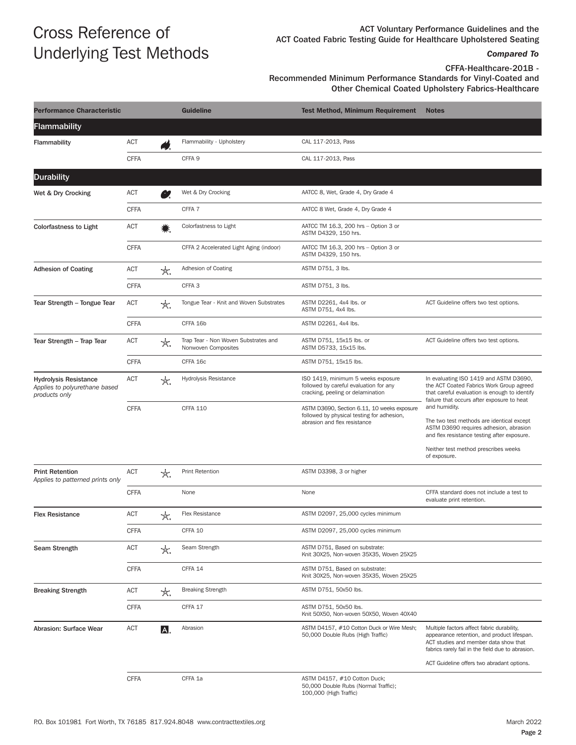# Cross Reference of Underlying Test Methods

ACT Voluntary Performance Guidelines and the ACT Coated Fabric Testing Guide for Healthcare Upholstered Seating

***Compared To***

CFFA-Healthcare-201B - Recommended Minimum Performance Standards for Vinyl-Coated and Other Chemical Coated Upholstery Fabrics-Healthcare

| Performance Characteristic | | Guideline | Test Method, Minimum Requirement | Notes |
|---|---|---|---|---|
| **Flammability** | | | | |
| **Flammability** | ACT | Flammability - Upholstery | CAL 117-2013, Pass | |
| | CFFA | CFFA 9 | CAL 117-2013, Pass | |
| **Durability** | | | | |
| **Wet & Dry Crocking** | ACT | Wet & Dry Crocking | AATCC 8, Wet, Grade 4, Dry Grade 4 | |
| | CFFA | CFFA 7 | AATCC 8 Wet, Grade 4, Dry Grade 4 | |
| **Colorfastness to Light** | ACT | Colorfastness to Light | AATCC TM 16.3, 200 hrs – Option 3 or ASTM D4329, 150 hrs. | |
| | CFFA | CFFA 2 Accelerated Light Aging (indoor) | AATCC TM 16.3, 200 hrs – Option 3 or ASTM D4329, 150 hrs. | |
| **Adhesion of Coating** | ACT | Adhesion of Coating | ASTM D751, 3 lbs. | |
| | CFFA | CFFA 3 | ASTM D751, 3 lbs. | |
| **Tear Strength – Tongue Tear** | ACT | Tongue Tear - Knit and Woven Substrates | ASTM D2261, 4x4 lbs. or ASTM D751, 4x4 lbs. | ACT Guideline offers two test options. |
| | CFFA | CFFA 16b | ASTM D2261, 4x4 lbs. | |
| **Tear Strength – Trap Tear** | ACT | Trap Tear - Non Woven Substrates and Nonwoven Composites | ASTM D751, 15x15 lbs. or ASTM D5733, 15x15 lbs. | ACT Guideline offers two test options. |
| | CFFA | CFFA 16c | ASTM D751, 15x15 lbs. | |
| **Hydrolysis Resistance** *Applies to polyurethane based products only* | ACT | Hydrolysis Resistance | ISO 1419, minimum 5 weeks exposure followed by careful evaluation for any cracking, peeling or delamination | In evaluating ISO 1419 and ASTM D3690, the ACT Coated Fabrics Work Group agreed that careful evaluation is enough to identify failure that occurs after exposure to heat and humidity. The two test methods are identical except ASTM D3690 requires adhesion, abrasion and flex resistance testing after exposure. Neither test method prescribes weeks of exposure. |
| | CFFA | CFFA 110 | ASTM D3690, Section 6.11, 10 weeks exposure followed by physical testing for adhesion, abrasion and flex resistance | |
| **Print Retention** *Applies to patterned prints only* | ACT | Print Retention | ASTM D3398, 3 or higher | |
| | CFFA | None | None | CFFA standard does not include a test to evaluate print retention. |
| **Flex Resistance** | ACT | Flex Resistance | ASTM D2097, 25,000 cycles minimum | |
| | CFFA | CFFA 10 | ASTM D2097, 25,000 cycles minimum | |
| **Seam Strength** | ACT | Seam Strength | ASTM D751, Based on substrate: Knit 30X25, Non-woven 35X35, Woven 25X25 | |
| | CFFA | CFFA 14 | ASTM D751, Based on substrate: Knit 30X25, Non-woven 35X35, Woven 25X25 | |
| **Breaking Strength** | ACT | Breaking Strength | ASTM D751, 50x50 lbs. | |
| | CFFA | CFFA 17 | ASTM D751, 50x50 lbs. Knit 50X50, Non-woven 50X50, Woven 40X40 | |
| **Abrasion: Surface Wear** | ACT | Abrasion | ASTM D4157, #10 Cotton Duck or Wire Mesh; 50,000 Double Rubs (High Traffic) | Multiple factors affect fabric durability, appearance retention, and product lifespan. ACT studies and member data show that fabrics rarely fail in the field due to abrasion. ACT Guideline offers two abradant options. |
| | CFFA | CFFA 1a | ASTM D4157, #10 Cotton Duck; 50,000 Double Rubs (Normal Traffic); 100,000 (High Traffic) | |

P.O. Box 101981 Fort Worth, TX 76185 817.924.8048 www.contracttextiles.org

March 2022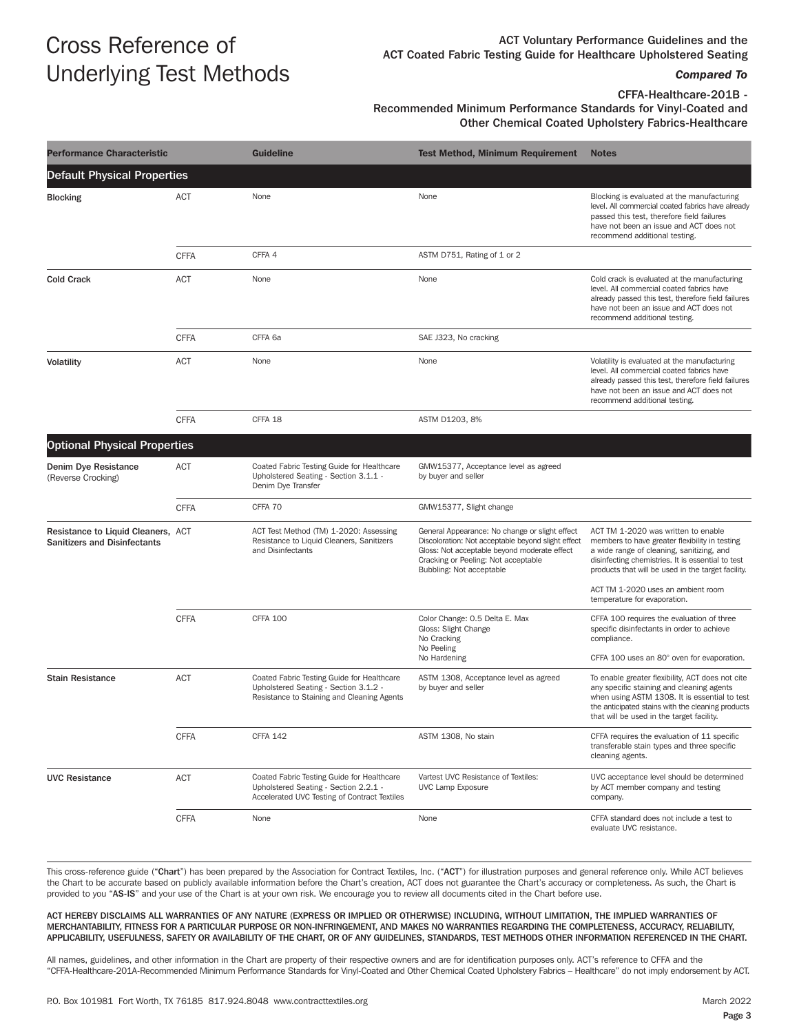# Cross Reference of Underlying Test Methods

**ACT Voluntary Performance Guidelines and the ACT Coated Fabric Testing Guide for Healthcare Upholstered Seating**

***Compared To***

**CFFA-Healthcare-201B - Recommended Minimum Performance Standards for Vinyl-Coated and Other Chemical Coated Upholstery Fabrics-Healthcare**

| Performance Characteristic | | Guideline | Test Method, Minimum Requirement | Notes |
|---|---|---|---|---|
| **Default Physical Properties** | | | | |
| **Blocking** | ACT | None | None | Blocking is evaluated at the manufacturing level. All commercial coated fabrics have already passed this test, therefore field failures have not been an issue and ACT does not recommend additional testing. |
| | CFFA | CFFA 4 | ASTM D751, Rating of 1 or 2 | |
| **Cold Crack** | ACT | None | None | Cold crack is evaluated at the manufacturing level. All commercial coated fabrics have already passed this test, therefore field failures have not been an issue and ACT does not recommend additional testing. |
| | CFFA | CFFA 6a | SAE J323, No cracking | |
| **Volatility** | ACT | None | None | Volatility is evaluated at the manufacturing level. All commercial coated fabrics have already passed this test, therefore field failures have not been an issue and ACT does not recommend additional testing. |
| | CFFA | CFFA 18 | ASTM D1203, 8% | |
| **Optional Physical Properties** | | | | |
| **Denim Dye Resistance** (Reverse Crocking) | ACT | Coated Fabric Testing Guide for Healthcare Upholstered Seating - Section 3.1.1 - Denim Dye Transfer | GMW15377, Acceptance level as agreed by buyer and seller | |
| | CFFA | CFFA 70 | GMW15377, Slight change | |
| **Resistance to Liquid Cleaners, Sanitizers and Disinfectants** | ACT | ACT Test Method (TM) 1-2020: Assessing Resistance to Liquid Cleaners, Sanitizers and Disinfectants | General Appearance: No change or slight effect<br>Discoloration: Not acceptable beyond slight effect<br>Gloss: Not acceptable beyond moderate effect<br>Cracking or Peeling: Not acceptable<br>Bubbling: Not acceptable | ACT TM 1-2020 was written to enable members to have greater flexibility in testing a wide range of cleaning, sanitizing, and disinfecting chemistries. It is essential to test products that will be used in the target facility.<br><br>ACT TM 1-2020 uses an ambient room temperature for evaporation. |
| | CFFA | CFFA 100 | Color Change: 0.5 Delta E. Max<br>Gloss: Slight Change<br>No Cracking<br>No Peeling<br>No Hardening | CFFA 100 requires the evaluation of three specific disinfectants in order to achieve compliance.<br><br>CFFA 100 uses an 80° oven for evaporation. |
| **Stain Resistance** | ACT | Coated Fabric Testing Guide for Healthcare Upholstered Seating - Section 3.1.2 - Resistance to Staining and Cleaning Agents | ASTM 1308, Acceptance level as agreed by buyer and seller | To enable greater flexibility, ACT does not cite any specific staining and cleaning agents when using ASTM 1308. It is essential to test the anticipated stains with the cleaning products that will be used in the target facility. |
| | CFFA | CFFA 142 | ASTM 1308, No stain | CFFA requires the evaluation of 11 specific transferable stain types and three specific cleaning agents. |
| **UVC Resistance** | ACT | Coated Fabric Testing Guide for Healthcare Upholstered Seating - Section 2.2.1 - Accelerated UVC Testing of Contract Textiles | Vartest UVC Resistance of Textiles: UVC Lamp Exposure | UVC acceptance level should be determined by ACT member company and testing company. |
| | CFFA | None | None | CFFA standard does not include a test to evaluate UVC resistance. |

This cross-reference guide ("**Chart**") has been prepared by the Association for Contract Textiles, Inc. ("**ACT**") for illustration purposes and general reference only. While ACT believes the Chart to be accurate based on publicly available information before the Chart's creation, ACT does not guarantee the Chart's accuracy or completeness. As such, the Chart is provided to you "**AS-IS**" and your use of the Chart is at your own risk. We encourage you to review all documents cited in the Chart before use.

ACT HEREBY DISCLAIMS ALL WARRANTIES OF ANY NATURE (EXPRESS OR IMPLIED OR OTHERWISE) INCLUDING, WITHOUT LIMITATION, THE IMPLIED WARRANTIES OF MERCHANTABILITY, FITNESS FOR A PARTICULAR PURPOSE OR NON-INFRINGEMENT, AND MAKES NO WARRANTIES REGARDING THE COMPLETENESS, ACCURACY, RELIABILITY, APPLICABILITY, USEFULNESS, SAFETY OR AVAILABILITY OF THE CHART, OR OF ANY GUIDELINES, STANDARDS, TEST METHODS OTHER INFORMATION REFERENCED IN THE CHART.

All names, guidelines, and other information in the Chart are property of their respective owners and are for identification purposes only. ACT's reference to CFFA and the "CFFA-Healthcare-201A-Recommended Minimum Performance Standards for Vinyl-Coated and Other Chemical Coated Upholstery Fabrics – Healthcare" do not imply endorsement by ACT.

P.O. Box 101981 Fort Worth, TX 76185 817.924.8048 www.contracttextiles.org

March 2022